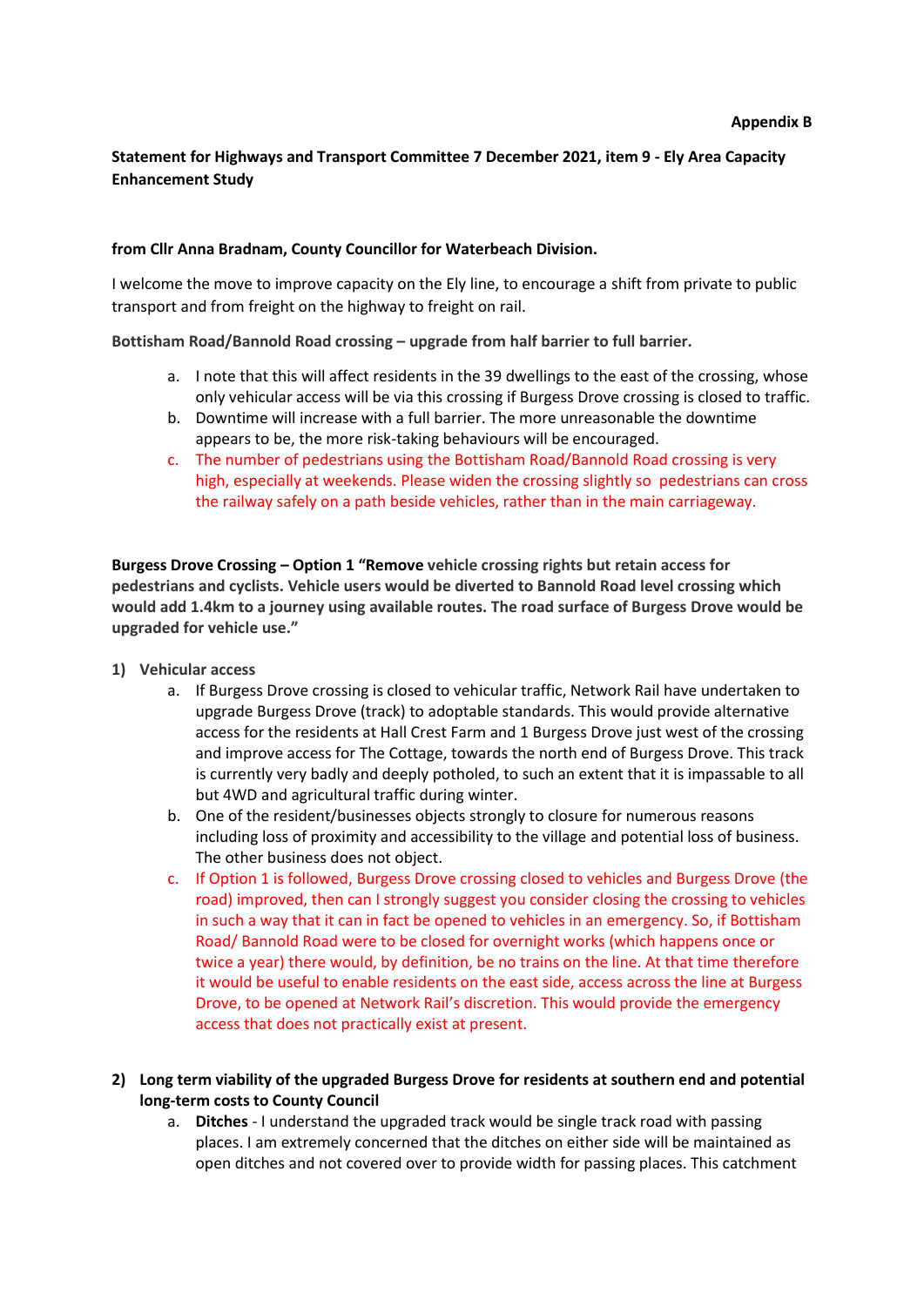**Appendix B**

**Statement for Highways and Transport Committee 7 December 2021, item 9 - Ely Area Capacity Enhancement Study**

**from Cllr Anna Bradnam, County Councillor for Waterbeach Division.**

I welcome the move to improve capacity on the Ely line, to encourage a shift from private to public transport and from freight on the highway to freight on rail.

**Bottisham Road/Bannold Road crossing – upgrade from half barrier to full barrier.**

a. I note that this will affect residents in the 39 dwellings to the east of the crossing, whose only vehicular access will be via this crossing if Burgess Drove crossing is closed to traffic.
b. Downtime will increase with a full barrier. The more unreasonable the downtime appears to be, the more risk-taking behaviours will be encouraged.
c. The number of pedestrians using the Bottisham Road/Bannold Road crossing is very high, especially at weekends. Please widen the crossing slightly so pedestrians can cross the railway safely on a path beside vehicles, rather than in the main carriageway.

**Burgess Drove Crossing – Option 1 "Remove vehicle crossing rights but retain access for pedestrians and cyclists. Vehicle users would be diverted to Bannold Road level crossing which would add 1.4km to a journey using available routes. The road surface of Burgess Drove would be upgraded for vehicle use."**

1) **Vehicular access**
   a. If Burgess Drove crossing is closed to vehicular traffic, Network Rail have undertaken to upgrade Burgess Drove (track) to adoptable standards. This would provide alternative access for the residents at Hall Crest Farm and 1 Burgess Drove just west of the crossing and improve access for The Cottage, towards the north end of Burgess Drove. This track is currently very badly and deeply potholed, to such an extent that it is impassable to all but 4WD and agricultural traffic during winter.
   b. One of the resident/businesses objects strongly to closure for numerous reasons including loss of proximity and accessibility to the village and potential loss of business. The other business does not object.
   c. If Option 1 is followed, Burgess Drove crossing closed to vehicles and Burgess Drove (the road) improved, then can I strongly suggest you consider closing the crossing to vehicles in such a way that it can in fact be opened to vehicles in an emergency. So, if Bottisham Road/ Bannold Road were to be closed for overnight works (which happens once or twice a year) there would, by definition, be no trains on the line. At that time therefore it would be useful to enable residents on the east side, access across the line at Burgess Drove, to be opened at Network Rail's discretion. This would provide the emergency access that does not practically exist at present.

2) **Long term viability of the upgraded Burgess Drove for residents at southern end and potential long-term costs to County Council**
   a. **Ditches** - I understand the upgraded track would be single track road with passing places. I am extremely concerned that the ditches on either side will be maintained as open ditches and not covered over to provide width for passing places. This catchment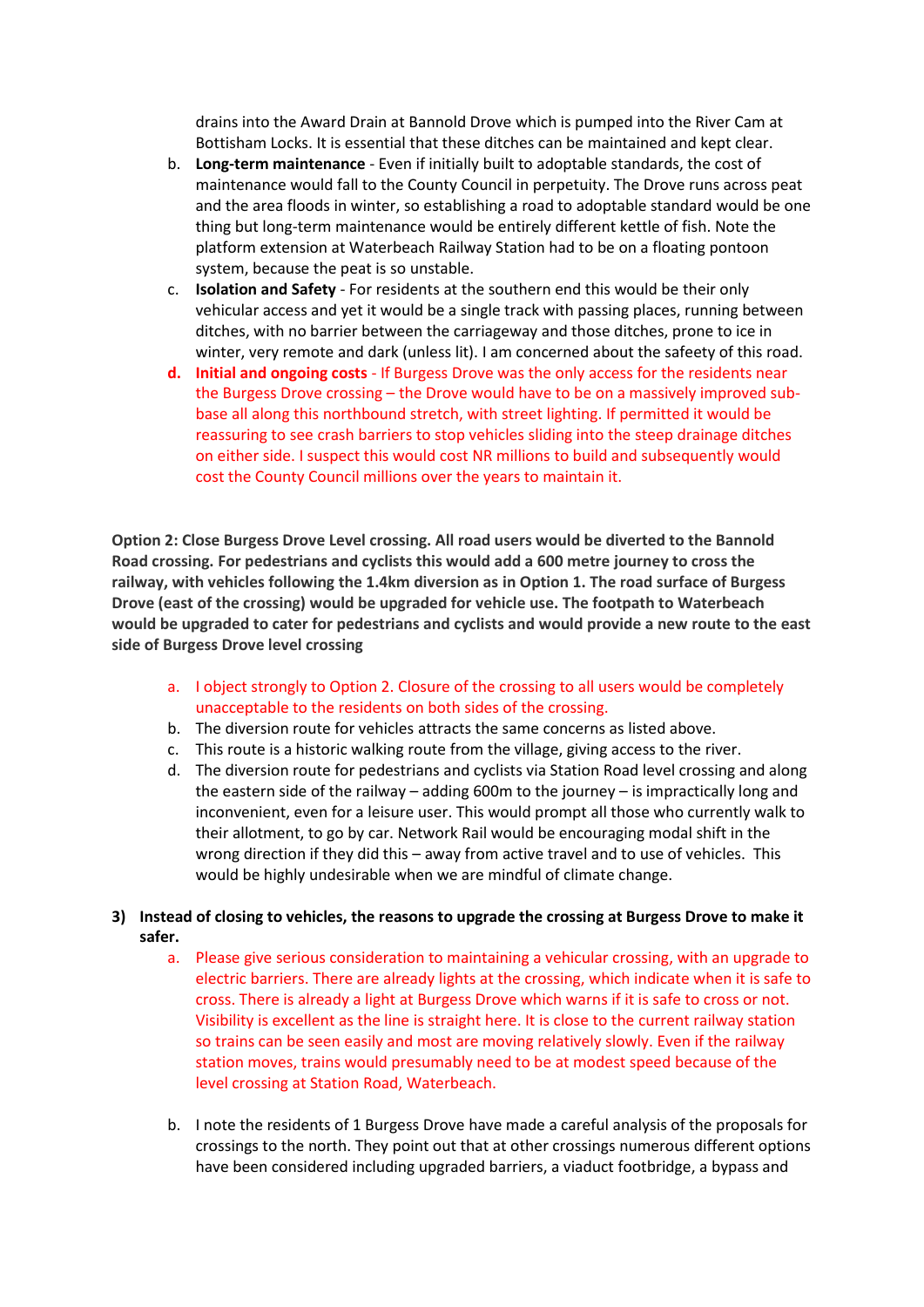drains into the Award Drain at Bannold Drove which is pumped into the River Cam at Bottisham Locks. It is essential that these ditches can be maintained and kept clear.

b. **Long-term maintenance** - Even if initially built to adoptable standards, the cost of maintenance would fall to the County Council in perpetuity. The Drove runs across peat and the area floods in winter, so establishing a road to adoptable standard would be one thing but long-term maintenance would be entirely different kettle of fish. Note the platform extension at Waterbeach Railway Station had to be on a floating pontoon system, because the peat is so unstable.
c. **Isolation and Safety** - For residents at the southern end this would be their only vehicular access and yet it would be a single track with passing places, running between ditches, with no barrier between the carriageway and those ditches, prone to ice in winter, very remote and dark (unless lit). I am concerned about the safeety of this road.
d. **Initial and ongoing costs** - If Burgess Drove was the only access for the residents near the Burgess Drove crossing – the Drove would have to be on a massively improved sub-base all along this northbound stretch, with street lighting. If permitted it would be reassuring to see crash barriers to stop vehicles sliding into the steep drainage ditches on either side. I suspect this would cost NR millions to build and subsequently would cost the County Council millions over the years to maintain it.

**Option 2: Close Burgess Drove Level crossing. All road users would be diverted to the Bannold Road crossing. For pedestrians and cyclists this would add a 600 metre journey to cross the railway, with vehicles following the 1.4km diversion as in Option 1. The road surface of Burgess Drove (east of the crossing) would be upgraded for vehicle use. The footpath to Waterbeach would be upgraded to cater for pedestrians and cyclists and would provide a new route to the east side of Burgess Drove level crossing**

a. I object strongly to Option 2. Closure of the crossing to all users would be completely unacceptable to the residents on both sides of the crossing.
b. The diversion route for vehicles attracts the same concerns as listed above.
c. This route is a historic walking route from the village, giving access to the river.
d. The diversion route for pedestrians and cyclists via Station Road level crossing and along the eastern side of the railway – adding 600m to the journey – is impractically long and inconvenient, even for a leisure user. This would prompt all those who currently walk to their allotment, to go by car. Network Rail would be encouraging modal shift in the wrong direction if they did this – away from active travel and to use of vehicles. This would be highly undesirable when we are mindful of climate change.

3) **Instead of closing to vehicles, the reasons to upgrade the crossing at Burgess Drove to make it safer.**

a. Please give serious consideration to maintaining a vehicular crossing, with an upgrade to electric barriers. There are already lights at the crossing, which indicate when it is safe to cross. There is already a light at Burgess Drove which warns if it is safe to cross or not. Visibility is excellent as the line is straight here. It is close to the current railway station so trains can be seen easily and most are moving relatively slowly. Even if the railway station moves, trains would presumably need to be at modest speed because of the level crossing at Station Road, Waterbeach.

b. I note the residents of 1 Burgess Drove have made a careful analysis of the proposals for crossings to the north. They point out that at other crossings numerous different options have been considered including upgraded barriers, a viaduct footbridge, a bypass and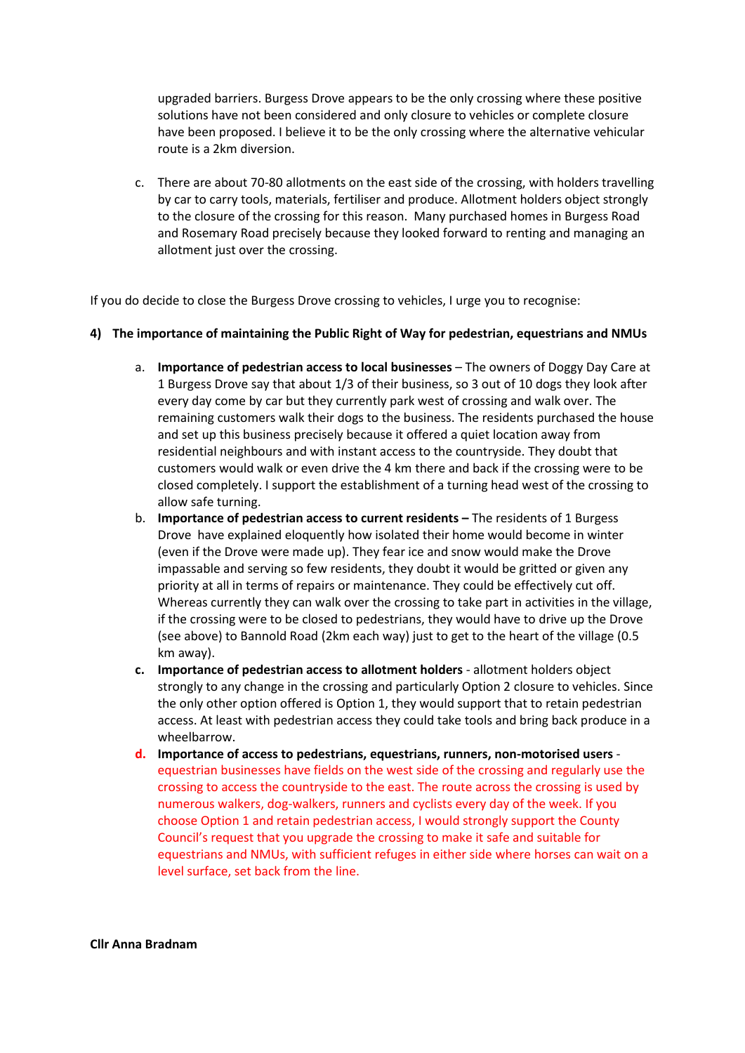upgraded barriers. Burgess Drove appears to be the only crossing where these positive solutions have not been considered and only closure to vehicles or complete closure have been proposed. I believe it to be the only crossing where the alternative vehicular route is a 2km diversion.

c. There are about 70-80 allotments on the east side of the crossing, with holders travelling by car to carry tools, materials, fertiliser and produce. Allotment holders object strongly to the closure of the crossing for this reason. Many purchased homes in Burgess Road and Rosemary Road precisely because they looked forward to renting and managing an allotment just over the crossing.

If you do decide to close the Burgess Drove crossing to vehicles, I urge you to recognise:

**4) The importance of maintaining the Public Right of Way for pedestrian, equestrians and NMUs**

a. **Importance of pedestrian access to local businesses** – The owners of Doggy Day Care at 1 Burgess Drove say that about 1/3 of their business, so 3 out of 10 dogs they look after every day come by car but they currently park west of crossing and walk over. The remaining customers walk their dogs to the business. The residents purchased the house and set up this business precisely because it offered a quiet location away from residential neighbours and with instant access to the countryside. They doubt that customers would walk or even drive the 4 km there and back if the crossing were to be closed completely. I support the establishment of a turning head west of the crossing to allow safe turning.

b. **Importance of pedestrian access to current residents –** The residents of 1 Burgess Drove have explained eloquently how isolated their home would become in winter (even if the Drove were made up). They fear ice and snow would make the Drove impassable and serving so few residents, they doubt it would be gritted or given any priority at all in terms of repairs or maintenance. They could be effectively cut off. Whereas currently they can walk over the crossing to take part in activities in the village, if the crossing were to be closed to pedestrians, they would have to drive up the Drove (see above) to Bannold Road (2km each way) just to get to the heart of the village (0.5 km away).

c. **Importance of pedestrian access to allotment holders** - allotment holders object strongly to any change in the crossing and particularly Option 2 closure to vehicles. Since the only other option offered is Option 1, they would support that to retain pedestrian access. At least with pedestrian access they could take tools and bring back produce in a wheelbarrow.

d. **Importance of access to pedestrians, equestrians, runners, non-motorised users** - equestrian businesses have fields on the west side of the crossing and regularly use the crossing to access the countryside to the east. The route across the crossing is used by numerous walkers, dog-walkers, runners and cyclists every day of the week. If you choose Option 1 and retain pedestrian access, I would strongly support the County Council's request that you upgrade the crossing to make it safe and suitable for equestrians and NMUs, with sufficient refuges in either side where horses can wait on a level surface, set back from the line.

**Cllr Anna Bradnam**